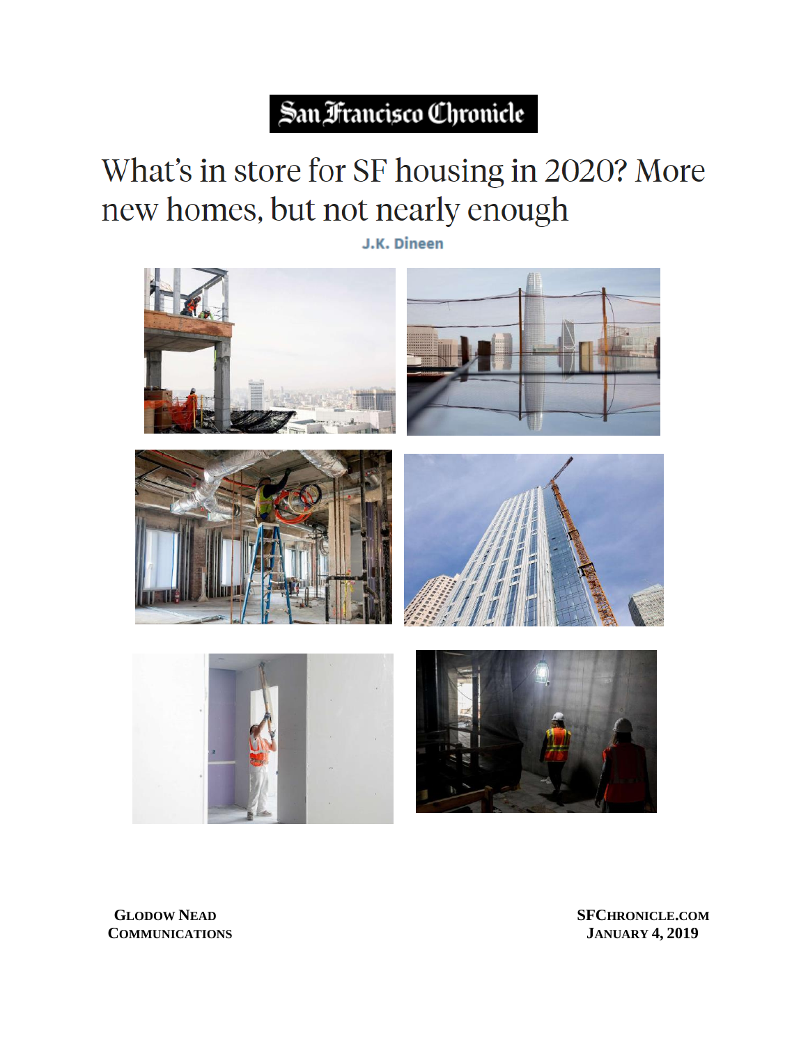San Francisco Chronicle

# What's in store for SF housing in 2020? More new homes, but not nearly enough

J.K. Dineen

**Glodow Nead Communications**

**SFChronicle.com**
**January 4, 2019**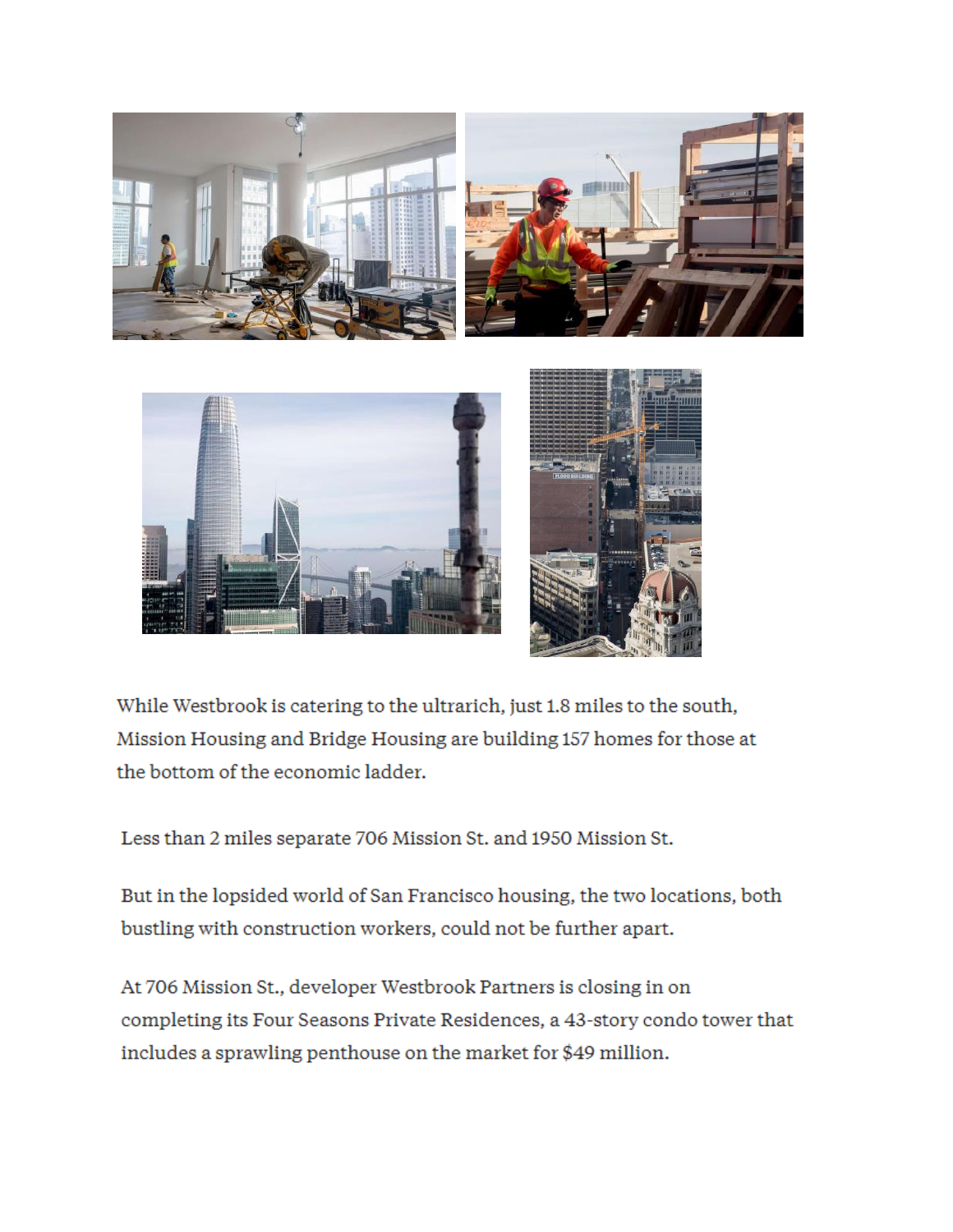While Westbrook is catering to the ultrarich, just 1.8 miles to the south, Mission Housing and Bridge Housing are building 157 homes for those at the bottom of the economic ladder.

Less than 2 miles separate 706 Mission St. and 1950 Mission St.

But in the lopsided world of San Francisco housing, the two locations, both bustling with construction workers, could not be further apart.

At 706 Mission St., developer Westbrook Partners is closing in on completing its Four Seasons Private Residences, a 43-story condo tower that includes a sprawling penthouse on the market for $49 million.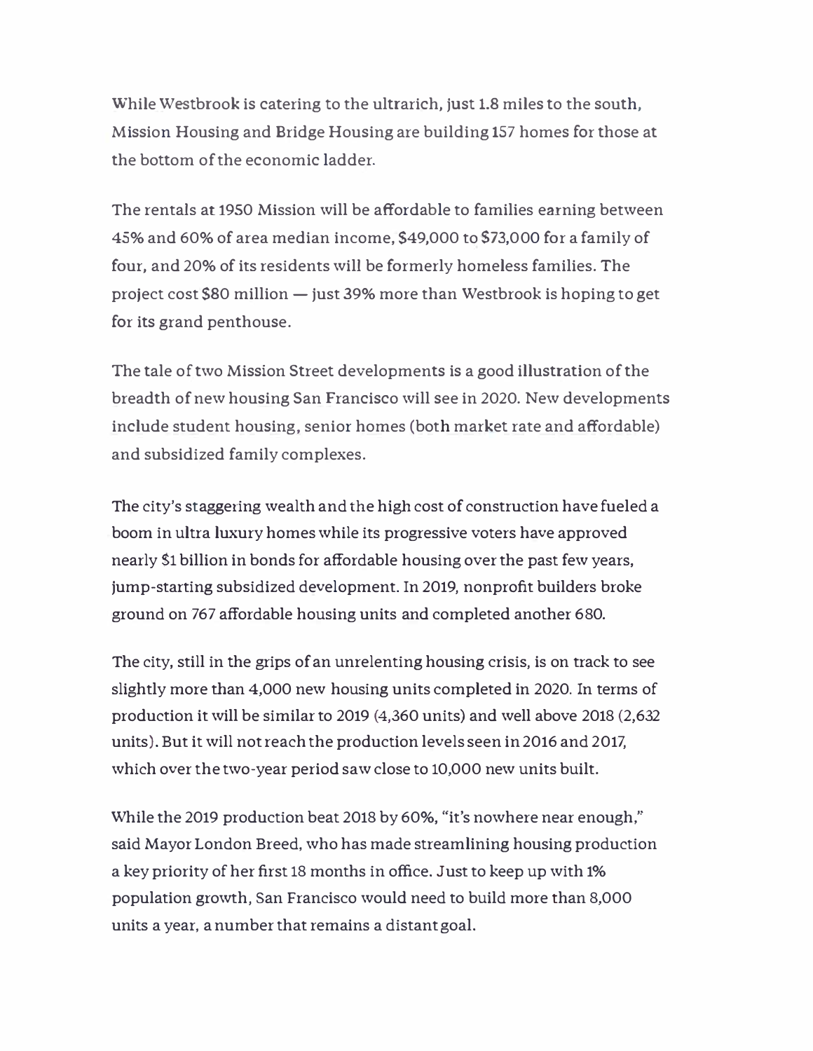While Westbrook is catering to the ultrarich, just 1.8 miles to the south, Mission Housing and Bridge Housing are building 157 homes for those at the bottom of the economic ladder.

The rentals at 1950 Mission will be affordable to families earning between 45% and 60% of area median income, $49,000 to $73,000 for a family of four, and 20% of its residents will be formerly homeless families. The project cost $80 million — just 39% more than Westbrook is hoping to get for its grand penthouse.

The tale of two Mission Street developments is a good illustration of the breadth of new housing San Francisco will see in 2020. New developments include student housing, senior homes (both market rate and affordable) and subsidized family complexes.

The city's staggering wealth and the high cost of construction have fueled a boom in ultra luxury homes while its progressive voters have approved nearly $1 billion in bonds for affordable housing over the past few years, jump-starting subsidized development. In 2019, nonprofit builders broke ground on 767 affordable housing units and completed another 680.

The city, still in the grips of an unrelenting housing crisis, is on track to see slightly more than 4,000 new housing units completed in 2020. In terms of production it will be similar to 2019 (4,360 units) and well above 2018 (2,632 units). But it will not reach the production levels seen in 2016 and 2017, which over the two-year period saw close to 10,000 new units built.

While the 2019 production beat 2018 by 60%, "it's nowhere near enough," said Mayor London Breed, who has made streamlining housing production a key priority of her first 18 months in office. Just to keep up with 1% population growth, San Francisco would need to build more than 8,000 units a year, a number that remains a distant goal.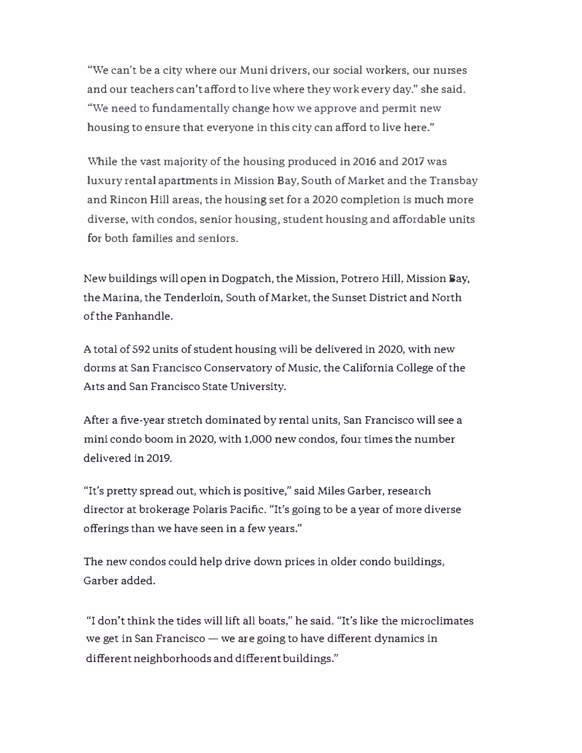"We can't be a city where our Muni drivers, our social workers, our nurses and our teachers can't afford to live where they work every day." she said. "We need to fundamentally change how we approve and permit new housing to ensure that everyone in this city can afford to live here."

While the vast majority of the housing produced in 2016 and 2017 was luxury rental apartments in Mission Bay, South of Market and the Transbay and Rincon Hill areas, the housing set for a 2020 completion is much more diverse, with condos, senior housing, student housing and affordable units for both families and seniors.

New buildings will open in Dogpatch, the Mission, Potrero Hill, Mission Bay, the Marina, the Tenderloin, South of Market, the Sunset District and North of the Panhandle.

A total of 592 units of student housing will be delivered in 2020, with new dorms at San Francisco Conservatory of Music, the California College of the Arts and San Francisco State University.

After a five-year stretch dominated by rental units, San Francisco will see a mini condo boom in 2020, with 1,000 new condos, four times the number delivered in 2019.

"It's pretty spread out, which is positive," said Miles Garber, research director at brokerage Polaris Pacific. "It's going to be a year of more diverse offerings than we have seen in a few years."

The new condos could help drive down prices in older condo buildings, Garber added.

"I don't think the tides will lift all boats," he said. "It's like the microclimates we get in San Francisco — we are going to have different dynamics in different neighborhoods and different buildings."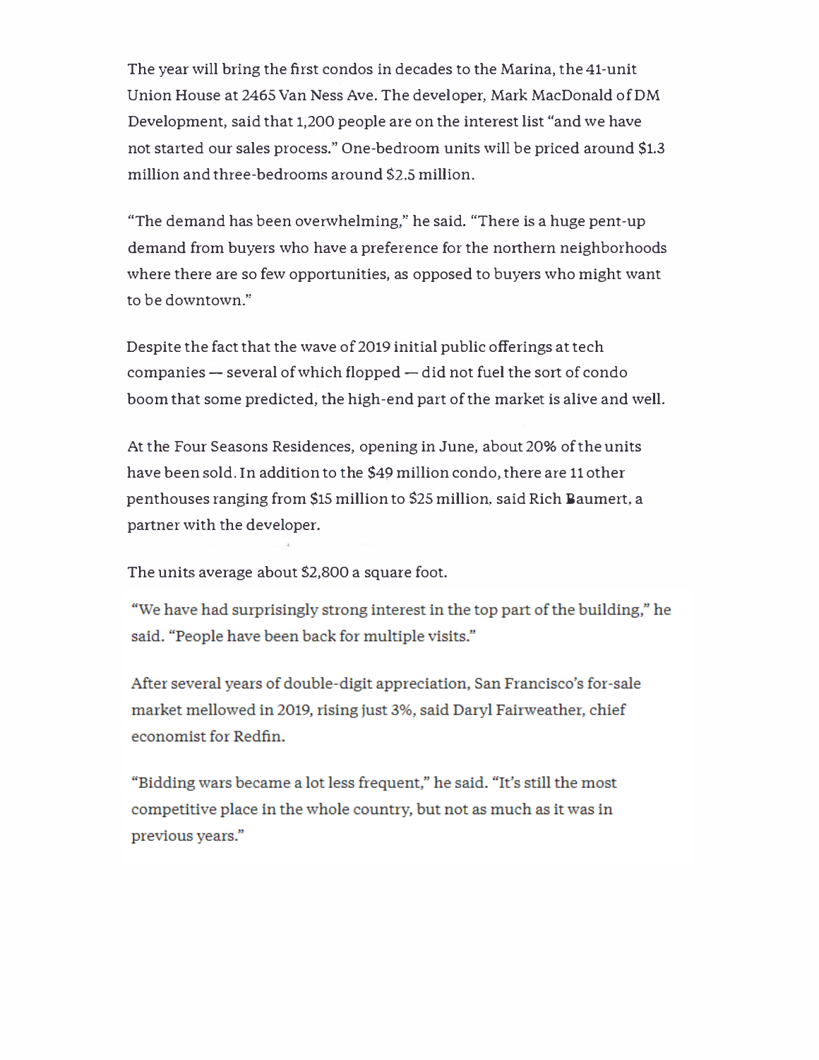The year will bring the first condos in decades to the Marina, the 41-unit Union House at 2465 Van Ness Ave. The developer, Mark MacDonald of DM Development, said that 1,200 people are on the interest list "and we have not started our sales process." One-bedroom units will be priced around $1.3 million and three-bedrooms around $2.5 million.

"The demand has been overwhelming," he said. "There is a huge pent-up demand from buyers who have a preference for the northern neighborhoods where there are so few opportunities, as opposed to buyers who might want to be downtown."

Despite the fact that the wave of 2019 initial public offerings at tech companies — several of which flopped — did not fuel the sort of condo boom that some predicted, the high-end part of the market is alive and well.

At the Four Seasons Residences, opening in June, about 20% of the units have been sold. In addition to the $49 million condo, there are 11 other penthouses ranging from $15 million to $25 million, said Rich Baumert, a partner with the developer.

The units average about $2,800 a square foot.

"We have had surprisingly strong interest in the top part of the building," he said. "People have been back for multiple visits."

After several years of double-digit appreciation, San Francisco's for-sale market mellowed in 2019, rising just 3%, said Daryl Fairweather, chief economist for Redfin.

"Bidding wars became a lot less frequent," he said. "It's still the most competitive place in the whole country, but not as much as it was in previous years."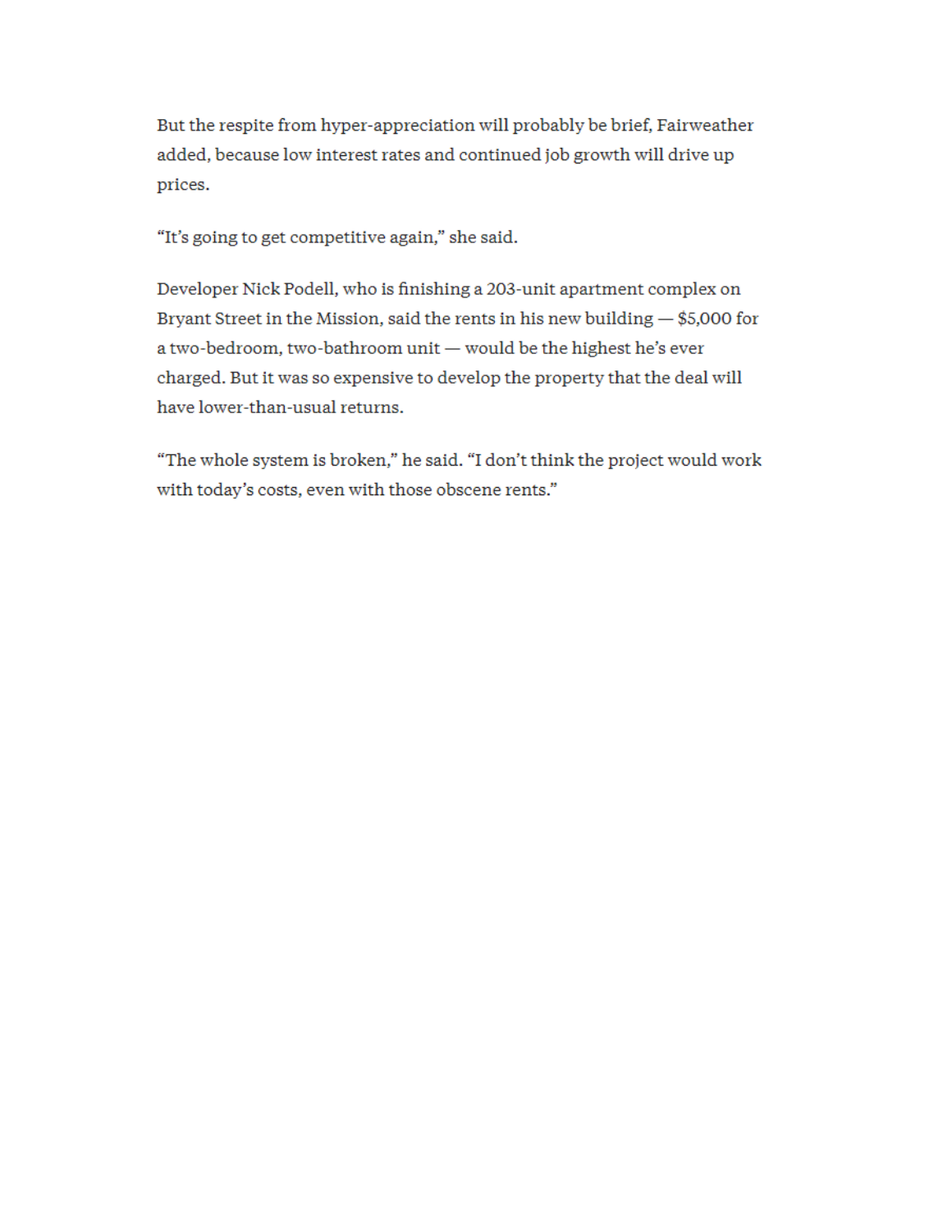But the respite from hyper-appreciation will probably be brief, Fairweather added, because low interest rates and continued job growth will drive up prices.

"It's going to get competitive again," she said.

Developer Nick Podell, who is finishing a 203-unit apartment complex on Bryant Street in the Mission, said the rents in his new building — $5,000 for a two-bedroom, two-bathroom unit — would be the highest he's ever charged. But it was so expensive to develop the property that the deal will have lower-than-usual returns.

"The whole system is broken," he said. "I don't think the project would work with today's costs, even with those obscene rents."